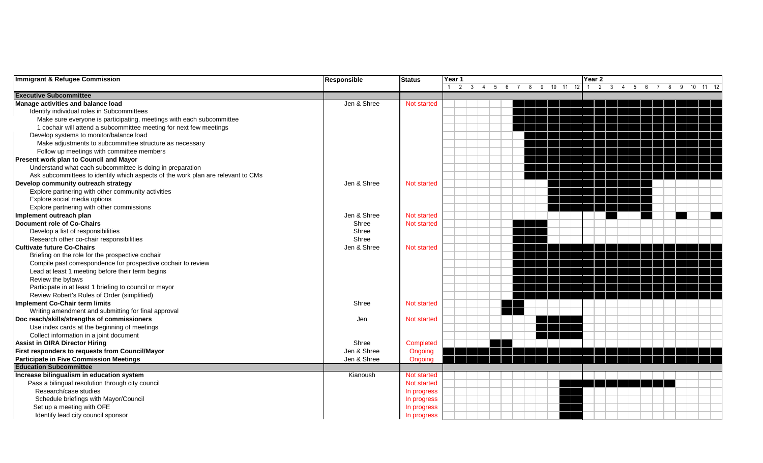| Immigrant & Refugee Commission | Responsible | Status | Year 1 | | | | | | | | | | | | Year 2 | | | | | | | | | | | |
|---|---|---|---|---|---|---|---|---|---|---|---|---|---|---|---|---|---|---|---|---|---|---|---|---|---|---|
| | | | 1 | 2 | 3 | 4 | 5 | 6 | 7 | 8 | 9 | 10 | 11 | 12 | 1 | 2 | 3 | 4 | 5 | 6 | 7 | 8 | 9 | 10 | 11 | 12 |
| **Executive Subcommittee** | | | | | | | | | | | | | | | | | | | | | | | | | | |
| **Manage activities and balance load** | Jen & Shree | Not started | | | | | | | ■ | ■ | ■ | ■ | ■ | ■ | ■ | ■ | ■ | ■ | ■ | ■ | ■ | ■ | ■ | ■ | ■ | ■ |
| Identify individual roles in Subcommittees | | | | | | | | | ■ | ■ | ■ | ■ | ■ | ■ | ■ | ■ | ■ | ■ | ■ | ■ | ■ | ■ | ■ | ■ | ■ | ■ |
| Make sure everyone is participating, meetings with each subcommittee | | | | | | | | | ■ | ■ | ■ | ■ | ■ | ■ | ■ | ■ | ■ | ■ | ■ | ■ | ■ | ■ | ■ | ■ | ■ | ■ |
| 1 cochair will attend a subcommittee meeting for next few meetings | | | | | | | | | ■ | ■ | ■ | ■ | ■ | ■ | ■ | ■ | ■ | ■ | ■ | ■ | ■ | ■ | ■ | ■ | ■ | ■ |
| Develop systems to monitor/balance load | | | | | | | | | | ■ | ■ | ■ | ■ | ■ | ■ | ■ | ■ | ■ | ■ | ■ | ■ | ■ | ■ | ■ | ■ | ■ |
| Make adjustments to subcommittee structure as necessary | | | | | | | | | | ■ | ■ | ■ | ■ | ■ | ■ | ■ | ■ | ■ | ■ | ■ | ■ | ■ | ■ | ■ | ■ | ■ |
| Follow up meetings with committee members | | | | | | | | | | ■ | ■ | ■ | ■ | ■ | ■ | ■ | ■ | ■ | ■ | ■ | ■ | ■ | ■ | ■ | ■ | ■ |
| **Present work plan to Council and Mayor** | | | | | | | | | | ■ | ■ | ■ | ■ | ■ | ■ | ■ | ■ | ■ | ■ | ■ | ■ | ■ | ■ | ■ | ■ | ■ |
| Understand what each subcommittee is doing in preparation | | | | | | | | | | ■ | ■ | ■ | ■ | ■ | ■ | ■ | ■ | ■ | ■ | ■ | ■ | ■ | ■ | ■ | ■ | ■ |
| Ask subcommittees to identify which aspects of the work plan are relevant to CMs | | | | | | | | | | ■ | ■ | ■ | ■ | ■ | ■ | ■ | ■ | ■ | ■ | ■ | ■ | ■ | ■ | ■ | ■ | ■ |
| **Develop community outreach strategy** | Jen & Shree | Not started | | | | | | | | | | ■ | ■ | ■ | ■ | ■ | ■ | ■ | ■ | ■ | | | | | | |
| Explore partnering with other community activities | | | | | | | | | | | | ■ | ■ | ■ | ■ | ■ | ■ | ■ | ■ | ■ | | | | | | |
| Explore social media options | | | | | | | | | | | | ■ | ■ | ■ | ■ | ■ | ■ | ■ | ■ | ■ | | | | | | |
| Explore partnering with other commissions | | | | | | | | | | | | ■ | ■ | ■ | ■ | ■ | ■ | ■ | ■ | ■ | | | | | | |
| **Implement outreach plan** | Jen & Shree | Not started | | | | | | | | | | | | | | | ■ | | | ■ | | | ■ | | | ■ |
| **Document role of Co-Chairs** | Shree | Not started | | | | | | | ■ | ■ | ■ | | | | | | | | | | | | | | | |
| Develop a list of responsibilities | Shree | | | | | | | | ■ | ■ | ■ | | | | | | | | | | | | | | | |
| Research other co-chair responsibilities | Shree | | | | | | | | ■ | ■ | ■ | | | | | | | | | | | | | | | |
| **Cultivate future Co-Chairs** | Jen & Shree | Not started | | | | | | | ■ | ■ | ■ | ■ | ■ | ■ | ■ | ■ | ■ | ■ | ■ | ■ | ■ | ■ | ■ | ■ | ■ | ■ |
| Briefing on the role for the prospective cochair | | | | | | | | | ■ | ■ | ■ | ■ | ■ | ■ | ■ | ■ | ■ | ■ | ■ | ■ | ■ | ■ | ■ | ■ | ■ | ■ |
| Compile past correspondence for prospective cochair to review | | | | | | | | | ■ | ■ | ■ | ■ | ■ | ■ | ■ | ■ | ■ | ■ | ■ | ■ | ■ | ■ | ■ | ■ | ■ | ■ |
| Lead at least 1 meeting before their term begins | | | | | | | | | ■ | ■ | ■ | ■ | ■ | ■ | ■ | ■ | ■ | ■ | ■ | ■ | ■ | ■ | ■ | ■ | ■ | ■ |
| Review the bylaws | | | | | | | | | ■ | ■ | ■ | ■ | ■ | ■ | ■ | ■ | ■ | ■ | ■ | ■ | ■ | ■ | ■ | ■ | ■ | ■ |
| Participate in at least 1 briefing to council or mayor | | | | | | | | | ■ | ■ | ■ | ■ | ■ | ■ | ■ | ■ | ■ | ■ | ■ | ■ | ■ | ■ | ■ | ■ | ■ | ■ |
| Review Robert's Rules of Order (simplified) | | | | | | | | | ■ | ■ | ■ | ■ | ■ | ■ | ■ | ■ | ■ | ■ | ■ | ■ | ■ | ■ | ■ | ■ | ■ | ■ |
| **Implement Co-Chair term limits** | Shree | Not started | | | | | | ■ | ■ | | | | | | | | | | | | | | | | | |
| Writing amendment and submitting for final approval | | | | | | | | ■ | ■ | | | | | | | | | | | | | | | | | |
| **Doc reach/skills/strengths of commissioners** | Jen | Not started | | | | | | | | | ■ | ■ | ■ | ■ | | | | | | | | | | | | |
| Use index cards at the beginning of meetings | | | | | | | | | | | ■ | ■ | ■ | ■ | | | | | | | | | | | | |
| Collect information in a joint document | | | | | | | | | | | ■ | ■ | ■ | ■ | | | | | | | | | | | | |
| **Assist in OIRA Director Hiring** | Shree | Completed | | | | | ■ | ■ | | | | | | | | | | | | | | | | | | |
| **First responders to requests from Council/Mayor** | Jen & Shree | Ongoing | ■ | ■ | ■ | ■ | ■ | ■ | ■ | ■ | ■ | ■ | ■ | ■ | ■ | ■ | ■ | ■ | ■ | ■ | ■ | ■ | ■ | ■ | ■ | ■ |
| **Participate in Five Commission Meetings** | Jen & Shree | Ongoing | ■ | ■ | ■ | ■ | ■ | ■ | ■ | ■ | ■ | ■ | ■ | ■ | ■ | ■ | ■ | ■ | ■ | ■ | ■ | ■ | ■ | ■ | ■ | ■ |
| **Education Subcommittee** | | | | | | | | | | | | | | | | | | | | | | | | | | |
| **Increase bilingualism in education system** | Kianoush | Not started | | | | | | | | | | | | | | | | | | | | | | | | |
| Pass a bilingual resolution through city council | | Not started | | | | | | | | | | | ■ | ■ | ■ | ■ | ■ | ■ | ■ | ■ | ■ | ■ | | | | |
| Research/case studies | | In progress | | | | | | | | | | | ■ | ■ | | | | | | | | | | | | |
| Schedule briefings with Mayor/Council | | In progress | | | | | | | | | | | ■ | ■ | | | | | | | | | | | | |
| Set up a meeting with OFE | | In progress | | | | | | | | | | | ■ | ■ | | | | | | | | | | | | |
| Identify lead city council sponsor | | In progress | | | | | | | | | | | ■ | ■ | | | | | | | | | | | | |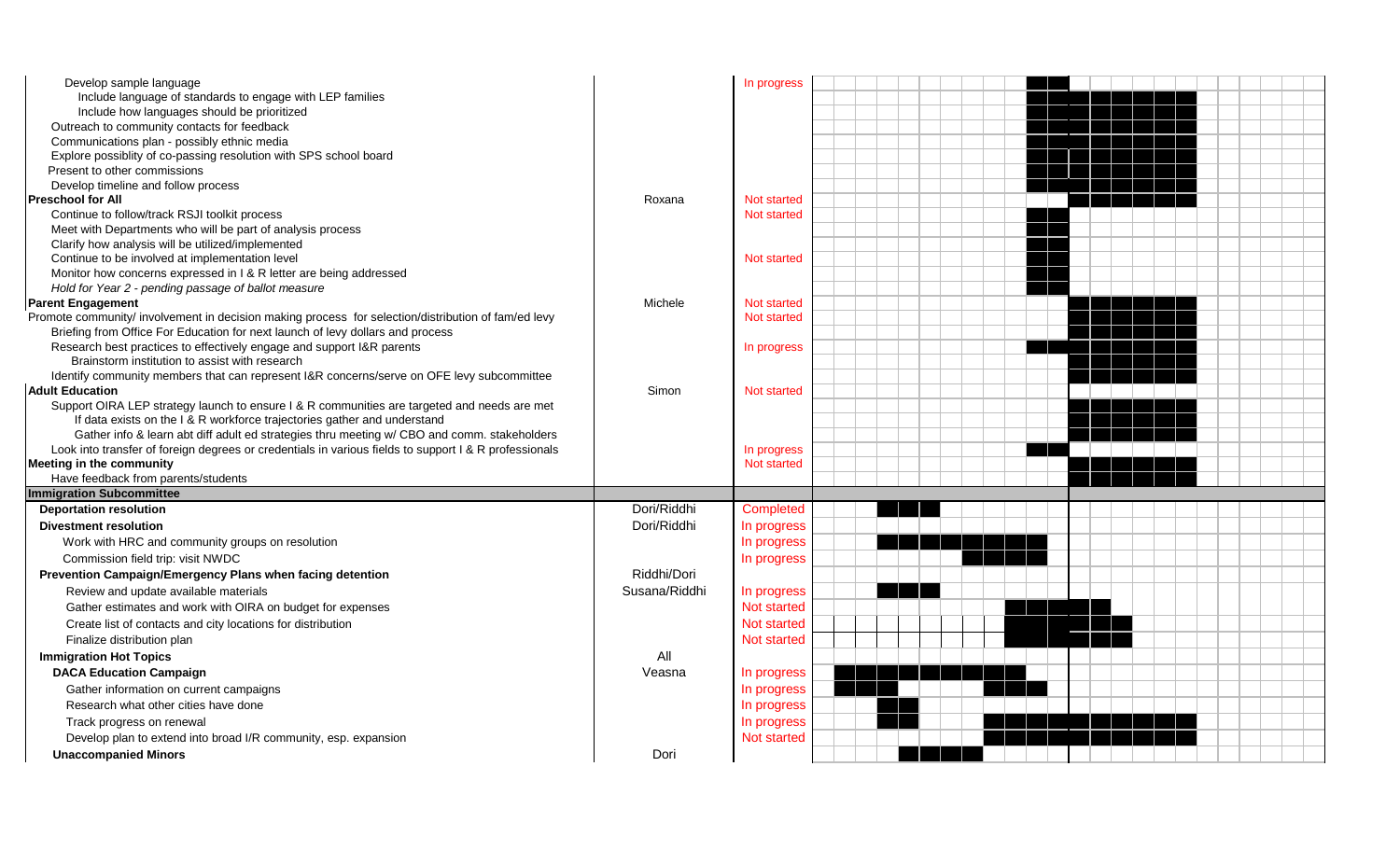| Task | Lead | Status |
|---|---|---|
| Develop sample language | | In progress |
| Include language of standards to engage with LEP families | | |
| Include how languages should be prioritized | | |
| Outreach to community contacts for feedback | | |
| Communications plan - possibly ethnic media | | |
| Explore possiblity of co-passing resolution with SPS school board | | |
| Present to other commissions | | |
| Develop timeline and follow process | | |
| **Preschool for All** | Roxana | Not started |
| Continue to follow/track RSJI toolkit process | | Not started |
| Meet with Departments who will be part of analysis process | | |
| Clarify how analysis will be utilized/implemented | | |
| Continue to be involved at implementation level | | Not started |
| Monitor how concerns expressed in I & R letter are being addressed | | |
| *Hold for Year 2 - pending passage of ballot measure* | | |
| **Parent Engagement** | Michele | Not started |
| Promote community/ involvement in decision making process for selection/distribution of fam/ed levy | | Not started |
| Briefing from Office For Education for next launch of levy dollars and process | | |
| Research best practices to effectively engage and support I&R parents | | In progress |
| Brainstorm institution to assist with research | | |
| Identify community members that can represent I&R concerns/serve on OFE levy subcommittee | | |
| **Adult Education** | Simon | Not started |
| Support OIRA LEP strategy launch to ensure I & R communities are targeted and needs are met | | |
| If data exists on the I & R workforce trajectories gather and understand | | |
| Gather info & learn abt diff adult ed strategies thru meeting w/ CBO and comm. stakeholders | | |
| Look into transfer of foreign degrees or credentials in various fields to support I & R professionals | | In progress |
| **Meeting in the community** | | Not started |
| Have feedback from parents/students | | |
| **Immigration Subcommittee** | | |
| **Deportation resolution** | Dori/Riddhi | Completed |
| **Divestment resolution** | Dori/Riddhi | In progress |
| Work with HRC and community groups on resolution | | In progress |
| Commission field trip: visit NWDC | | In progress |
| **Prevention Campaign/Emergency Plans when facing detention** | Riddhi/Dori | |
| Review and update available materials | Susana/Riddhi | In progress |
| Gather estimates and work with OIRA on budget for expenses | | Not started |
| Create list of contacts and city locations for distribution | | Not started |
| Finalize distribution plan | | Not started |
| **Immigration Hot Topics** | All | |
| **DACA Education Campaign** | Veasna | In progress |
| Gather information on current campaigns | | In progress |
| Research what other cities have done | | In progress |
| Track progress on renewal | | In progress |
| Develop plan to extend into broad I/R community, esp. expansion | | Not started |
| **Unaccompanied Minors** | Dori | |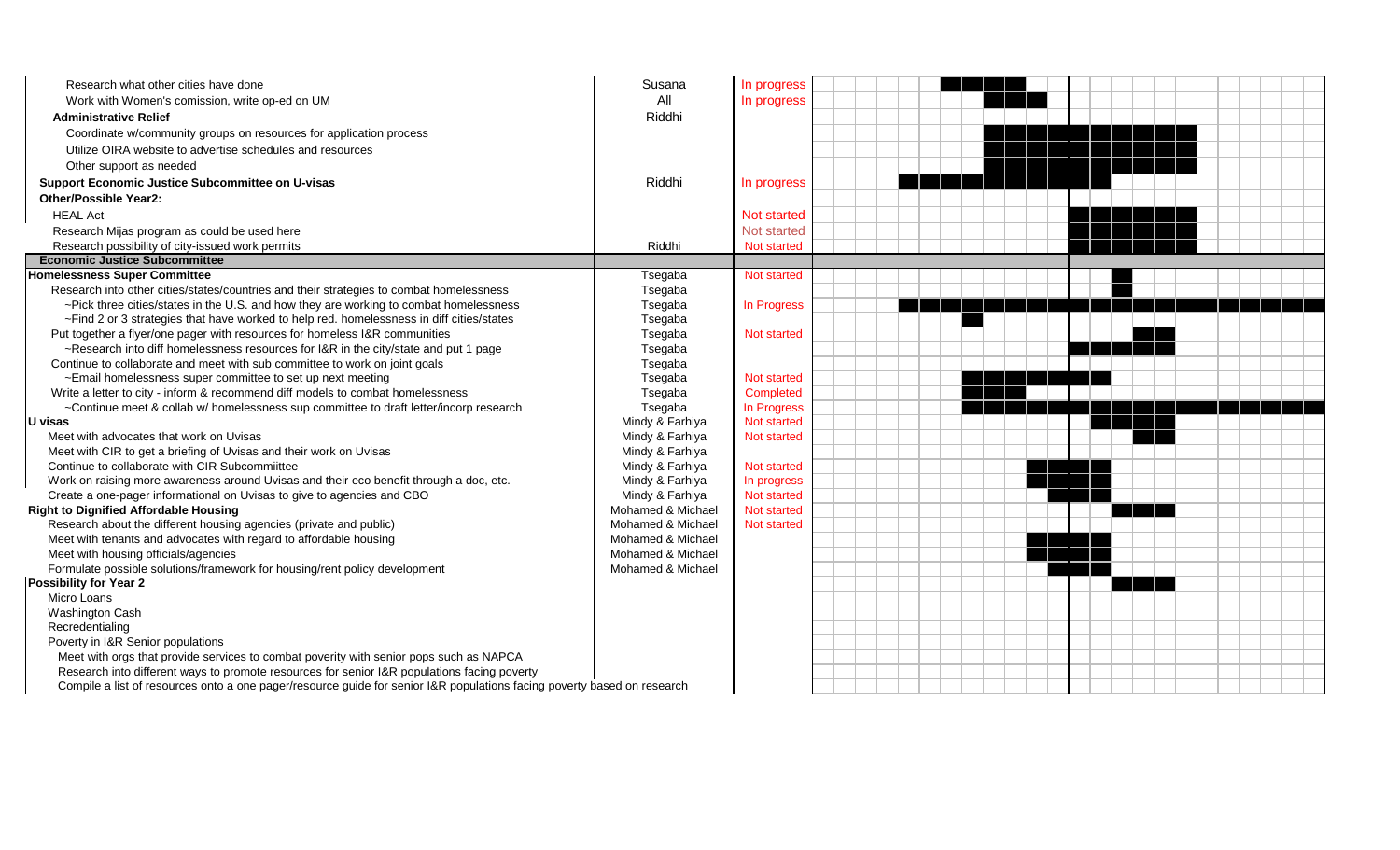| | | |
|---|---|---|
| Research what other cities have done | Susana | In progress |
| Work with Women's comission, write op-ed on UM | All | In progress |
| **Administrative Relief** | Riddhi | |
| Coordinate w/community groups on resources for application process | | |
| Utilize OIRA website to advertise schedules and resources | | |
| Other support as needed | | |
| **Support Economic Justice Subcommittee on U-visas** | Riddhi | In progress |
| **Other/Possible Year2:** | | |
| HEAL Act | | Not started |
| Research Mijas program as could be used here | | Not started |
| Research possibility of city-issued work permits | Riddhi | Not started |
| **Economic Justice Subcommittee** | | |
| **Homelessness Super Committee** | Tsegaba | Not started |
| Research into other cities/states/countries and their strategies to combat homelessness | Tsegaba | |
| ~Pick three cities/states in the U.S. and how they are working to combat homelessness | Tsegaba | In Progress |
| ~Find 2 or 3 strategies that have worked to help red. homelessness in diff cities/states | Tsegaba | |
| Put together a flyer/one pager with resources for homeless I&R communities | Tsegaba | Not started |
| ~Research into diff homelessness resources for I&R in the city/state and put 1 page | Tsegaba | |
| Continue to collaborate and meet with sub committee to work on joint goals | Tsegaba | |
| ~Email homelessness super committee to set up next meeting | Tsegaba | Not started |
| Write a letter to city - inform & recommend diff models to combat homelessness | Tsegaba | Completed |
| ~Continue meet & collab w/ homelessness sup committee to draft letter/incorp research | Tsegaba | In Progress |
| **U visas** | Mindy & Farhiya | Not started |
| Meet with advocates that work on Uvisas | Mindy & Farhiya | Not started |
| Meet with CIR to get a briefing of Uvisas and their work on Uvisas | Mindy & Farhiya | |
| Continue to collaborate with CIR Subcommiittee | Mindy & Farhiya | Not started |
| Work on raising more awareness around Uvisas and their eco benefit through a doc, etc. | Mindy & Farhiya | In progress |
| Create a one-pager informational on Uvisas to give to agencies and CBO | Mindy & Farhiya | Not started |
| **Right to Dignified Affordable Housing** | Mohamed & Michael | Not started |
| Research about the different housing agencies (private and public) | Mohamed & Michael | Not started |
| Meet with tenants and advocates with regard to affordable housing | Mohamed & Michael | |
| Meet with housing officials/agencies | Mohamed & Michael | |
| Formulate possible solutions/framework for housing/rent policy development | Mohamed & Michael | |
| **Possibility for Year 2** | | |
| Micro Loans | | |
| Washington Cash | | |
| Recredentialing | | |
| Poverty in I&R Senior populations | | |
| Meet with orgs that provide services to combat poverity with senior pops such as NAPCA | | |
| Research into different ways to promote resources for senior I&R populations facing poverty | | |
| Compile a list of resources onto a one pager/resource guide for senior I&R populations facing poverty based on research | | |